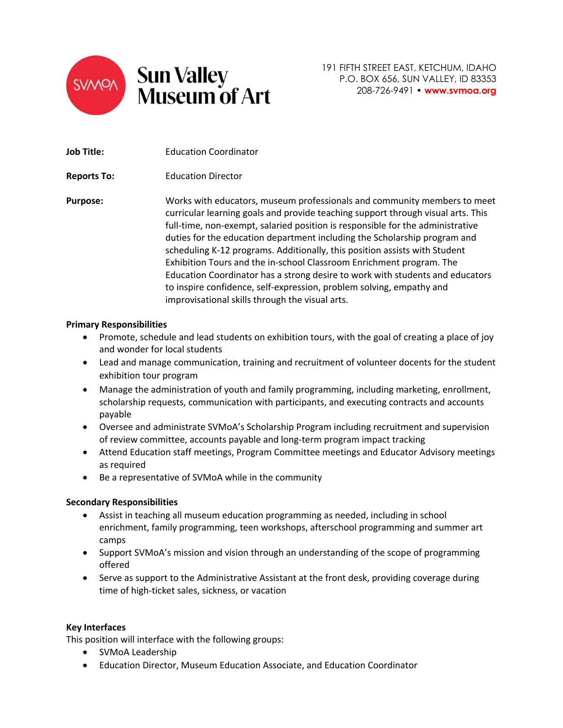# Sun Valley Museum of Art

191 FIFTH STREET EAST, KETCHUM, IDAHO
P.O. BOX 656, SUN VALLEY, ID 83353
208-726-9491 • www.svmoa.org

**Job Title:** Education Coordinator

**Reports To:** Education Director

**Purpose:** Works with educators, museum professionals and community members to meet curricular learning goals and provide teaching support through visual arts. This full-time, non-exempt, salaried position is responsible for the administrative duties for the education department including the Scholarship program and scheduling K-12 programs. Additionally, this position assists with Student Exhibition Tours and the in-school Classroom Enrichment program. The Education Coordinator has a strong desire to work with students and educators to inspire confidence, self-expression, problem solving, empathy and improvisational skills through the visual arts.

**Primary Responsibilities**

- Promote, schedule and lead students on exhibition tours, with the goal of creating a place of joy and wonder for local students
- Lead and manage communication, training and recruitment of volunteer docents for the student exhibition tour program
- Manage the administration of youth and family programming, including marketing, enrollment, scholarship requests, communication with participants, and executing contracts and accounts payable
- Oversee and administrate SVMoA's Scholarship Program including recruitment and supervision of review committee, accounts payable and long-term program impact tracking
- Attend Education staff meetings, Program Committee meetings and Educator Advisory meetings as required
- Be a representative of SVMoA while in the community

**Secondary Responsibilities**

- Assist in teaching all museum education programming as needed, including in school enrichment, family programming, teen workshops, afterschool programming and summer art camps
- Support SVMoA's mission and vision through an understanding of the scope of programming offered
- Serve as support to the Administrative Assistant at the front desk, providing coverage during time of high-ticket sales, sickness, or vacation

**Key Interfaces**

This position will interface with the following groups:

- SVMoA Leadership
- Education Director, Museum Education Associate, and Education Coordinator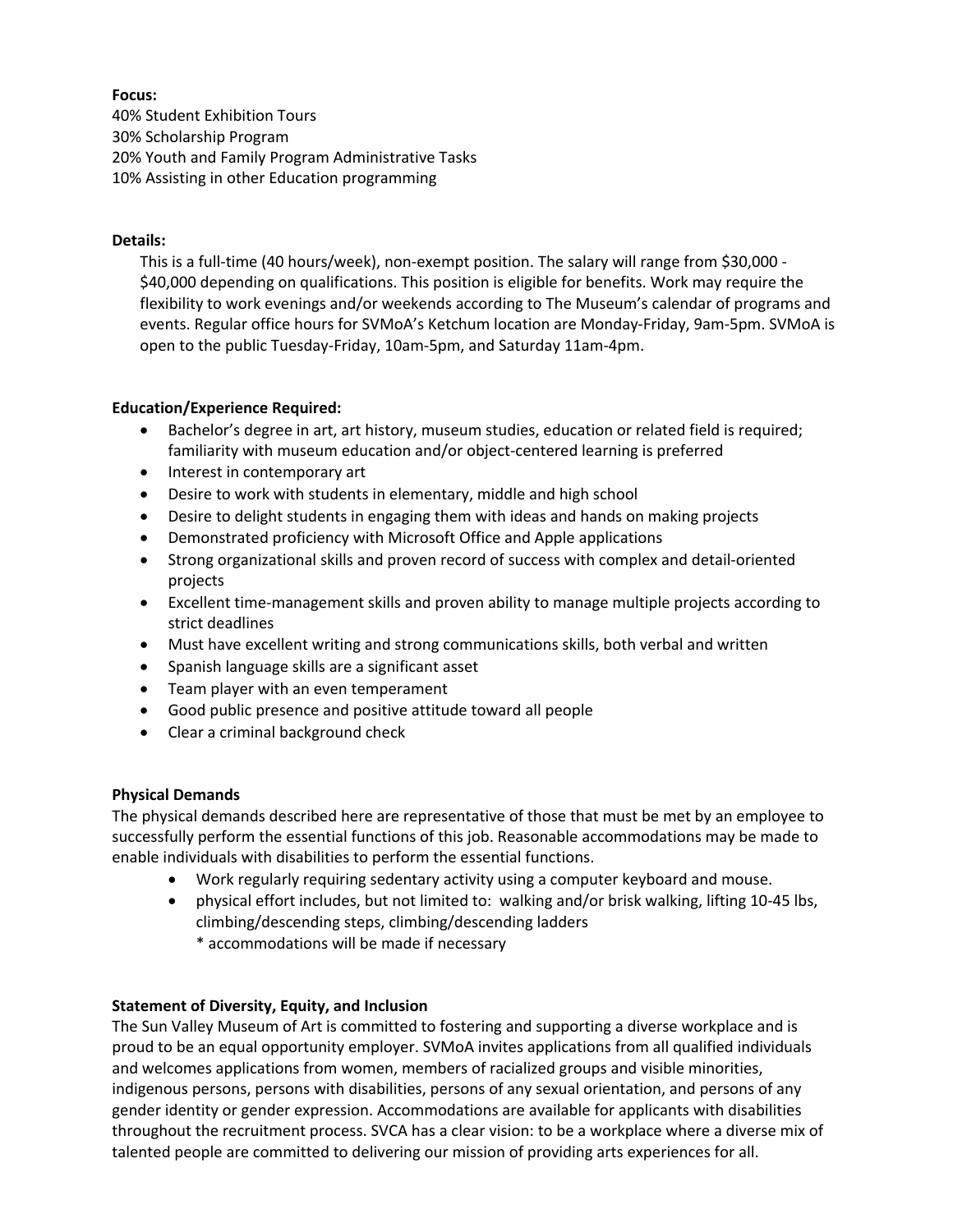**Focus:**
40% Student Exhibition Tours
30% Scholarship Program
20% Youth and Family Program Administrative Tasks
10% Assisting in other Education programming

**Details:**

This is a full-time (40 hours/week), non-exempt position. The salary will range from $30,000 - $40,000 depending on qualifications. This position is eligible for benefits. Work may require the flexibility to work evenings and/or weekends according to The Museum's calendar of programs and events. Regular office hours for SVMoA's Ketchum location are Monday-Friday, 9am-5pm. SVMoA is open to the public Tuesday-Friday, 10am-5pm, and Saturday 11am-4pm.

**Education/Experience Required:**

- Bachelor's degree in art, art history, museum studies, education or related field is required; familiarity with museum education and/or object-centered learning is preferred
- Interest in contemporary art
- Desire to work with students in elementary, middle and high school
- Desire to delight students in engaging them with ideas and hands on making projects
- Demonstrated proficiency with Microsoft Office and Apple applications
- Strong organizational skills and proven record of success with complex and detail-oriented projects
- Excellent time-management skills and proven ability to manage multiple projects according to strict deadlines
- Must have excellent writing and strong communications skills, both verbal and written
- Spanish language skills are a significant asset
- Team player with an even temperament
- Good public presence and positive attitude toward all people
- Clear a criminal background check

**Physical Demands**

The physical demands described here are representative of those that must be met by an employee to successfully perform the essential functions of this job. Reasonable accommodations may be made to enable individuals with disabilities to perform the essential functions.

- Work regularly requiring sedentary activity using a computer keyboard and mouse.
- physical effort includes, but not limited to: walking and/or brisk walking, lifting 10-45 lbs, climbing/descending steps, climbing/descending ladders
  * accommodations will be made if necessary

**Statement of Diversity, Equity, and Inclusion**

The Sun Valley Museum of Art is committed to fostering and supporting a diverse workplace and is proud to be an equal opportunity employer. SVMoA invites applications from all qualified individuals and welcomes applications from women, members of racialized groups and visible minorities, indigenous persons, persons with disabilities, persons of any sexual orientation, and persons of any gender identity or gender expression. Accommodations are available for applicants with disabilities throughout the recruitment process. SVCA has a clear vision: to be a workplace where a diverse mix of talented people are committed to delivering our mission of providing arts experiences for all.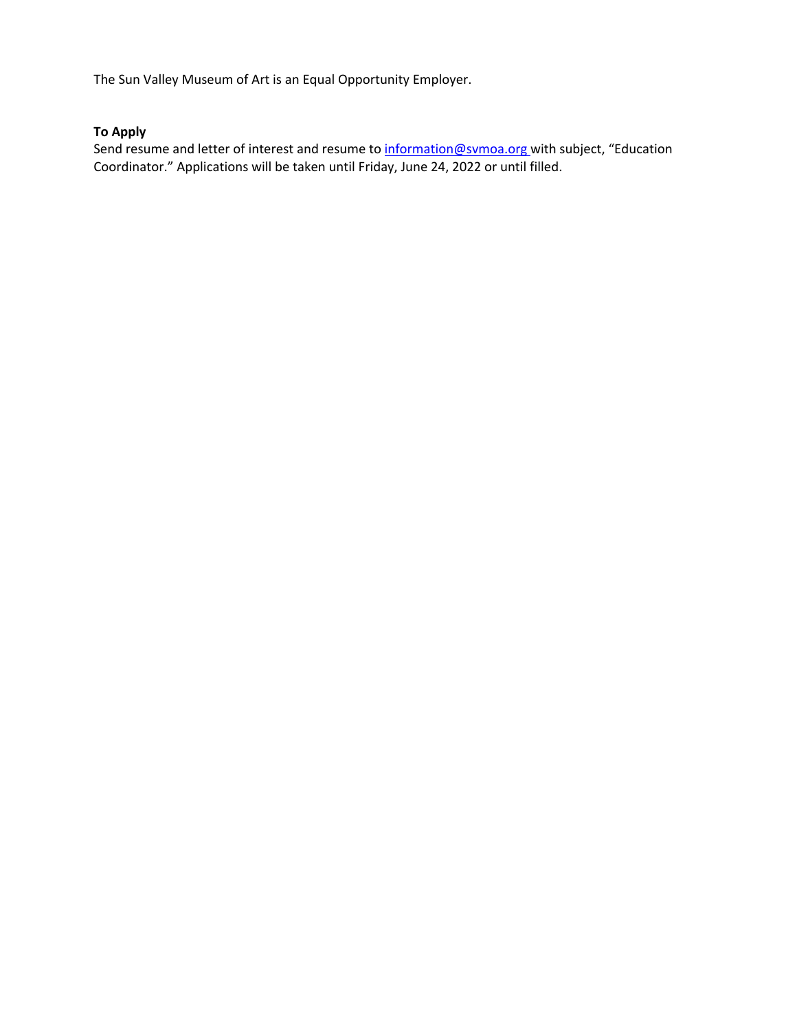The Sun Valley Museum of Art is an Equal Opportunity Employer.

**To Apply**

Send resume and letter of interest and resume to information@svmoa.org with subject, "Education Coordinator." Applications will be taken until Friday, June 24, 2022 or until filled.